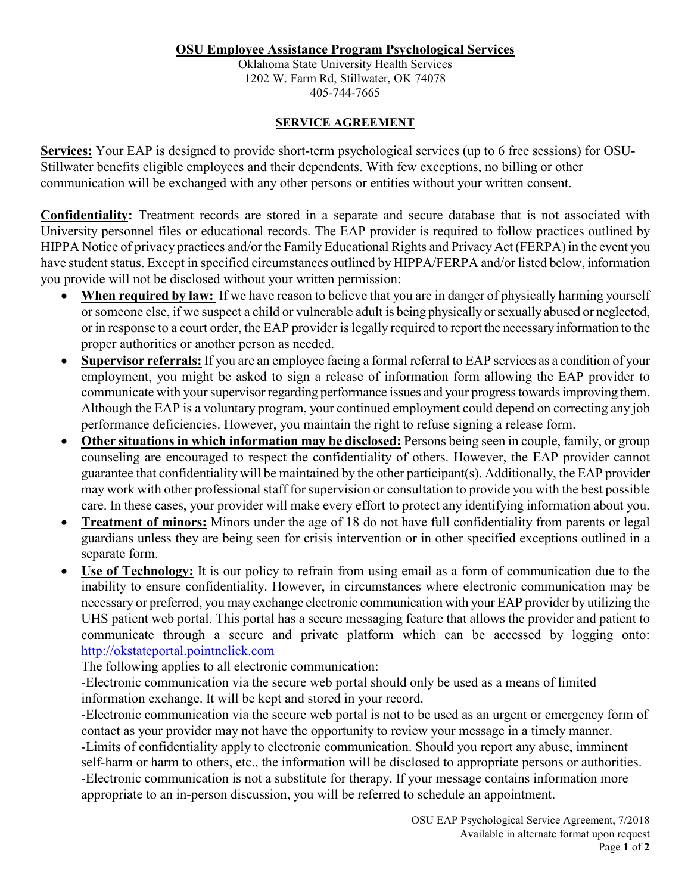# OSU Employee Assistance Program Psychological Services

Oklahoma State University Health Services
1202 W. Farm Rd, Stillwater, OK 74078
405-744-7665

## SERVICE AGREEMENT

**Services:** Your EAP is designed to provide short-term psychological services (up to 6 free sessions) for OSU-Stillwater benefits eligible employees and their dependents. With few exceptions, no billing or other communication will be exchanged with any other persons or entities without your written consent.

**Confidentiality:** Treatment records are stored in a separate and secure database that is not associated with University personnel files or educational records. The EAP provider is required to follow practices outlined by HIPPA Notice of privacy practices and/or the Family Educational Rights and Privacy Act (FERPA) in the event you have student status. Except in specified circumstances outlined by HIPPA/FERPA and/or listed below, information you provide will not be disclosed without your written permission:

- **When required by law:** If we have reason to believe that you are in danger of physically harming yourself or someone else, if we suspect a child or vulnerable adult is being physically or sexually abused or neglected, or in response to a court order, the EAP provider is legally required to report the necessary information to the proper authorities or another person as needed.
- **Supervisor referrals:** If you are an employee facing a formal referral to EAP services as a condition of your employment, you might be asked to sign a release of information form allowing the EAP provider to communicate with your supervisor regarding performance issues and your progress towards improving them. Although the EAP is a voluntary program, your continued employment could depend on correcting any job performance deficiencies. However, you maintain the right to refuse signing a release form.
- **Other situations in which information may be disclosed:** Persons being seen in couple, family, or group counseling are encouraged to respect the confidentiality of others. However, the EAP provider cannot guarantee that confidentiality will be maintained by the other participant(s). Additionally, the EAP provider may work with other professional staff for supervision or consultation to provide you with the best possible care. In these cases, your provider will make every effort to protect any identifying information about you.
- **Treatment of minors:** Minors under the age of 18 do not have full confidentiality from parents or legal guardians unless they are being seen for crisis intervention or in other specified exceptions outlined in a separate form.
- **Use of Technology:** It is our policy to refrain from using email as a form of communication due to the inability to ensure confidentiality. However, in circumstances where electronic communication may be necessary or preferred, you may exchange electronic communication with your EAP provider by utilizing the UHS patient web portal. This portal has a secure messaging feature that allows the provider and patient to communicate through a secure and private platform which can be accessed by logging onto: [http://okstateportal.pointnclick.com](http://okstateportal.pointnclick.com)

  The following applies to all electronic communication:

  -Electronic communication via the secure web portal should only be used as a means of limited information exchange. It will be kept and stored in your record.

  -Electronic communication via the secure web portal is not to be used as an urgent or emergency form of contact as your provider may not have the opportunity to review your message in a timely manner.

  -Limits of confidentiality apply to electronic communication. Should you report any abuse, imminent self-harm or harm to others, etc., the information will be disclosed to appropriate persons or authorities.

  -Electronic communication is not a substitute for therapy. If your message contains information more appropriate to an in-person discussion, you will be referred to schedule an appointment.

OSU EAP Psychological Service Agreement, 7/2018
Available in alternate format upon request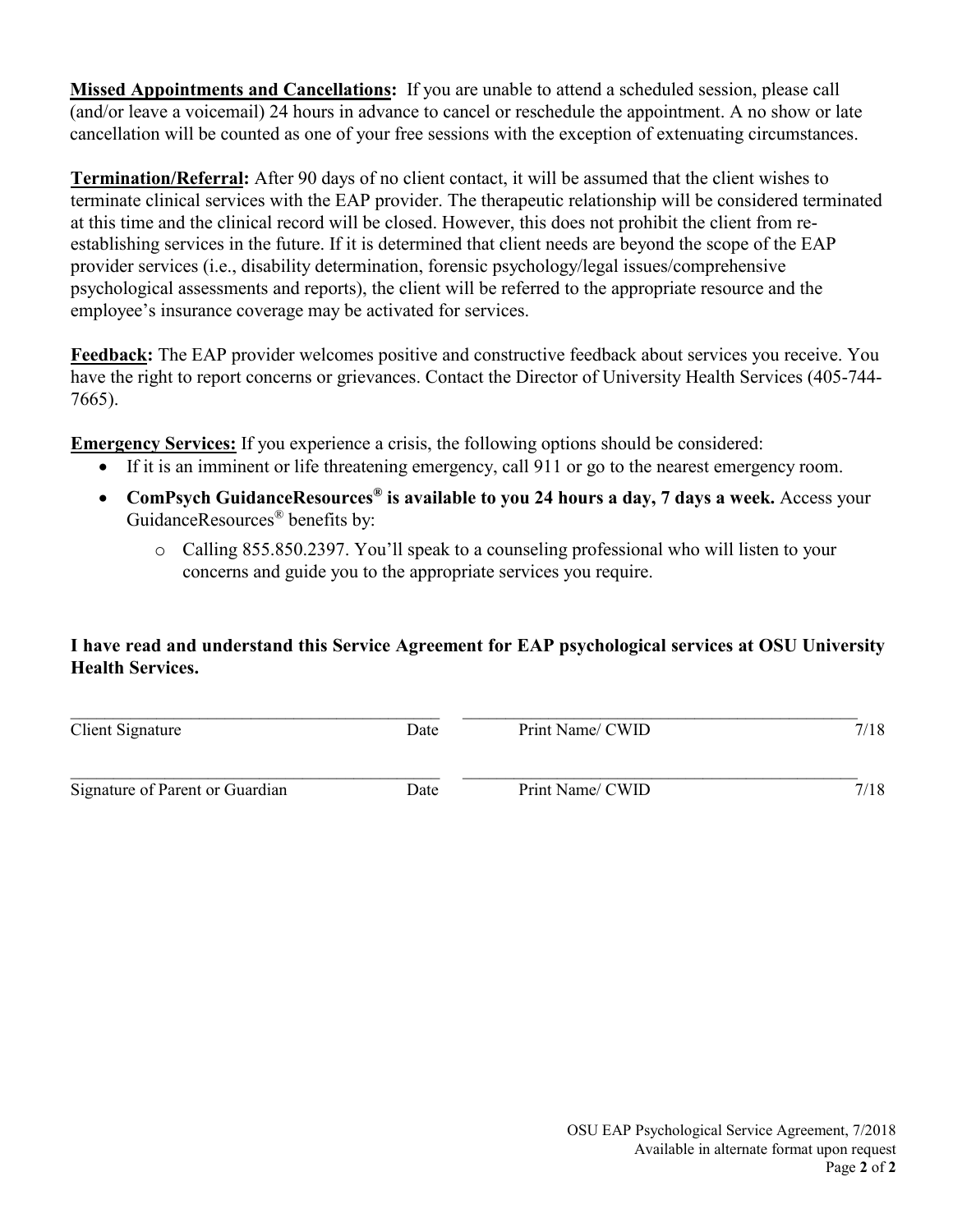**Missed Appointments and Cancellations:** If you are unable to attend a scheduled session, please call (and/or leave a voicemail) 24 hours in advance to cancel or reschedule the appointment. A no show or late cancellation will be counted as one of your free sessions with the exception of extenuating circumstances.

**Termination/Referral:** After 90 days of no client contact, it will be assumed that the client wishes to terminate clinical services with the EAP provider. The therapeutic relationship will be considered terminated at this time and the clinical record will be closed. However, this does not prohibit the client from re-establishing services in the future. If it is determined that client needs are beyond the scope of the EAP provider services (i.e., disability determination, forensic psychology/legal issues/comprehensive psychological assessments and reports), the client will be referred to the appropriate resource and the employee's insurance coverage may be activated for services.

**Feedback:** The EAP provider welcomes positive and constructive feedback about services you receive. You have the right to report concerns or grievances. Contact the Director of University Health Services (405-744-7665).

**Emergency Services:** If you experience a crisis, the following options should be considered:

- If it is an imminent or life threatening emergency, call 911 or go to the nearest emergency room.
- **ComPsych GuidanceResources® is available to you 24 hours a day, 7 days a week.** Access your GuidanceResources® benefits by:
  - Calling 855.850.2397. You'll speak to a counseling professional who will listen to your concerns and guide you to the appropriate services you require.

**I have read and understand this Service Agreement for EAP psychological services at OSU University Health Services.**

\_\_\_\_\_\_\_\_\_\_\_\_\_\_\_\_\_\_\_\_\_\_\_\_\_\_\_\_\_\_\_\_\_\_\_\_\_\_\_\_ \_\_\_\_\_\_\_\_\_\_\_\_\_\_\_\_\_\_\_\_\_\_\_\_\_\_\_\_\_\_\_\_\_\_\_\_\_\_\_\_
Client Signature Date Print Name/ CWID 7/18

\_\_\_\_\_\_\_\_\_\_\_\_\_\_\_\_\_\_\_\_\_\_\_\_\_\_\_\_\_\_\_\_\_\_\_\_\_\_\_\_ \_\_\_\_\_\_\_\_\_\_\_\_\_\_\_\_\_\_\_\_\_\_\_\_\_\_\_\_\_\_\_\_\_\_\_\_\_\_\_\_
Signature of Parent or Guardian Date Print Name/ CWID 7/18

OSU EAP Psychological Service Agreement, 7/2018
Available in alternate format upon request